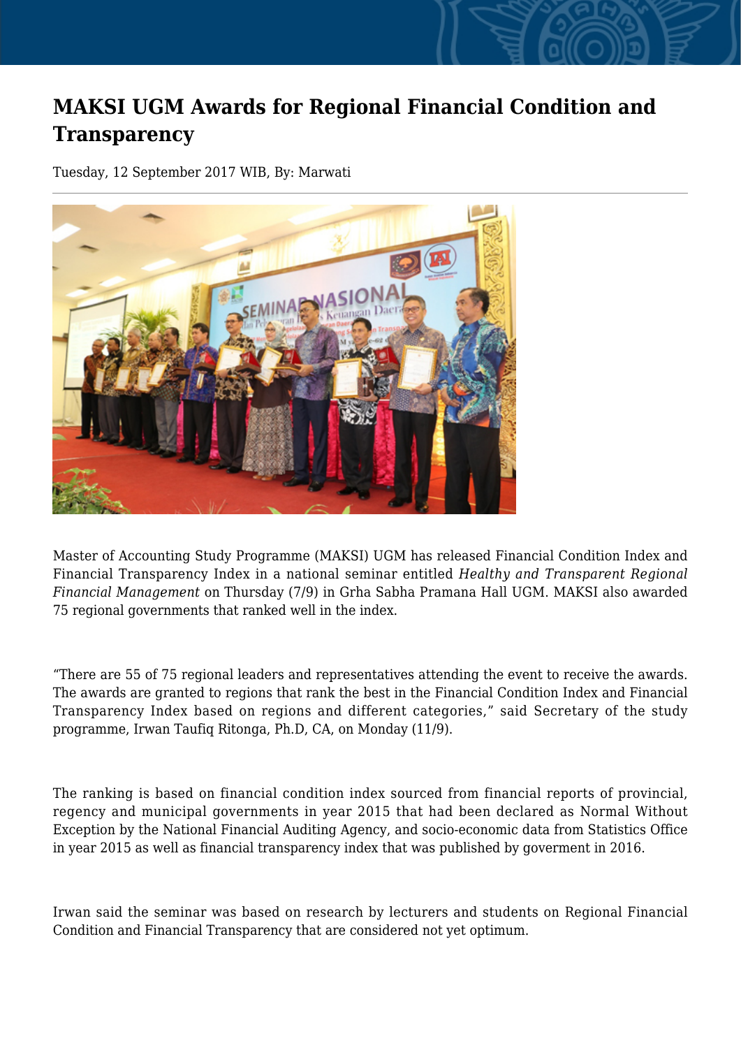# MAKSI UGM Awards for Regional Financial Condition and Transparency

Tuesday, 12 September 2017 WIB, By: Marwati

Master of Accounting Study Programme (MAKSI) UGM has released Financial Condition Index and Financial Transparency Index in a national seminar entitled *Healthy and Transparent Regional Financial Management* on Thursday (7/9) in Grha Sabha Pramana Hall UGM. MAKSI also awarded 75 regional governments that ranked well in the index.

“There are 55 of 75 regional leaders and representatives attending the event to receive the awards. The awards are granted to regions that rank the best in the Financial Condition Index and Financial Transparency Index based on regions and different categories,” said Secretary of the study programme, Irwan Taufiq Ritonga, Ph.D, CA, on Monday (11/9).

The ranking is based on financial condition index sourced from financial reports of provincial, regency and municipal governments in year 2015 that had been declared as Normal Without Exception by the National Financial Auditing Agency, and socio-economic data from Statistics Office in year 2015 as well as financial transparency index that was published by goverment in 2016.

Irwan said the seminar was based on research by lecturers and students on Regional Financial Condition and Financial Transparency that are considered not yet optimum.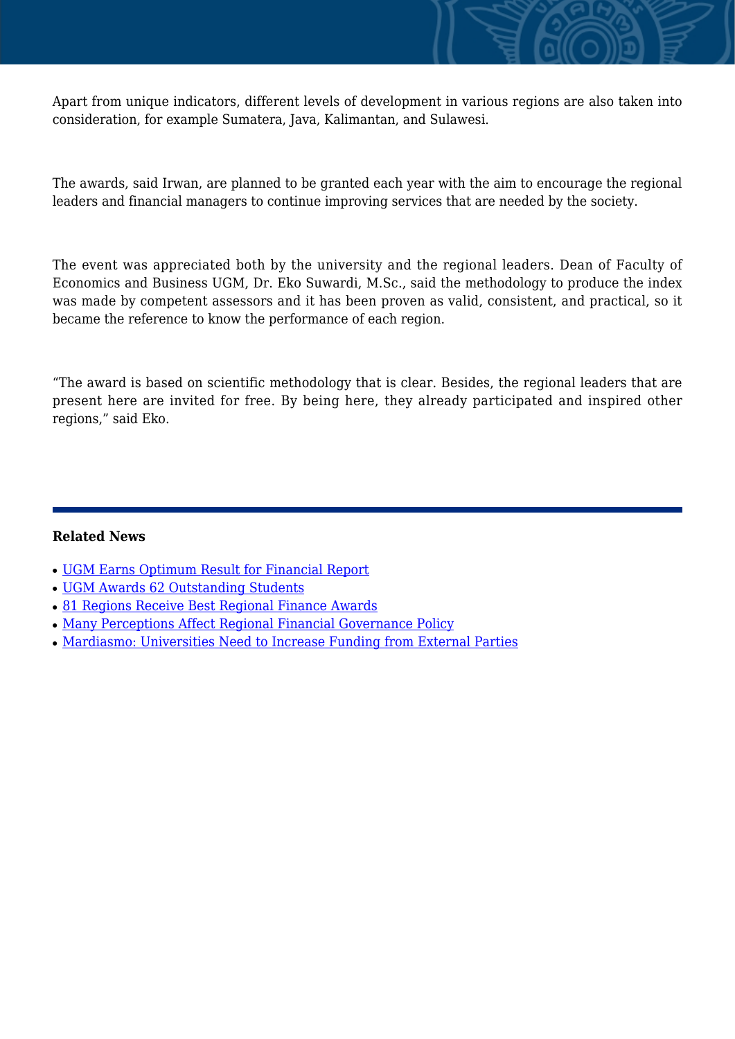Apart from unique indicators, different levels of development in various regions are also taken into consideration, for example Sumatera, Java, Kalimantan, and Sulawesi.

The awards, said Irwan, are planned to be granted each year with the aim to encourage the regional leaders and financial managers to continue improving services that are needed by the society.

The event was appreciated both by the university and the regional leaders. Dean of Faculty of Economics and Business UGM, Dr. Eko Suwardi, M.Sc., said the methodology to produce the index was made by competent assessors and it has been proven as valid, consistent, and practical, so it became the reference to know the performance of each region.

"The award is based on scientific methodology that is clear. Besides, the regional leaders that are present here are invited for free. By being here, they already participated and inspired other regions," said Eko.

---

**Related News**

- UGM Earns Optimum Result for Financial Report
- UGM Awards 62 Outstanding Students
- 81 Regions Receive Best Regional Finance Awards
- Many Perceptions Affect Regional Financial Governance Policy
- Mardiasmo: Universities Need to Increase Funding from External Parties